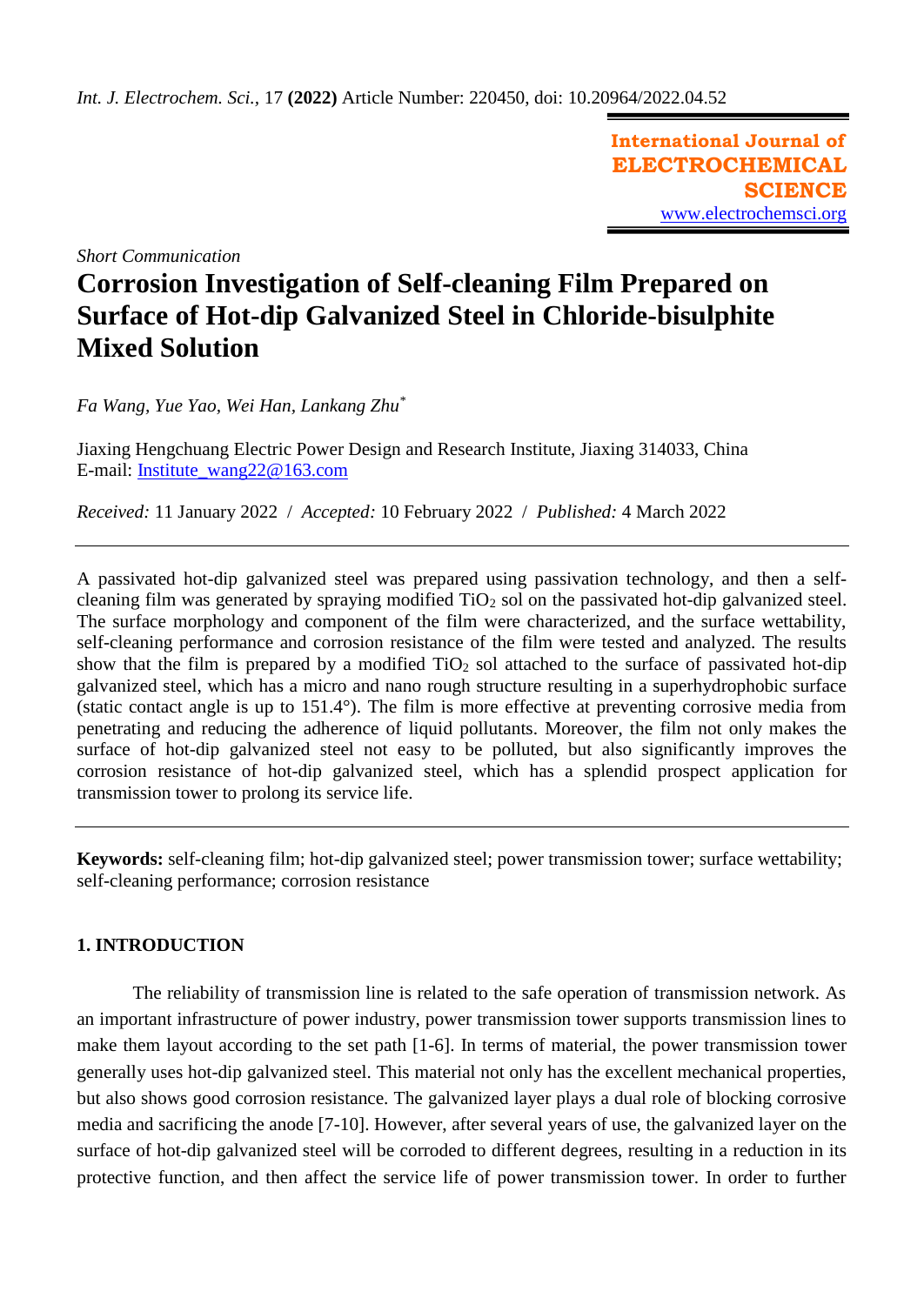*Short Communication*

# Corrosion Investigation of Self-cleaning Film Prepared on Surface of Hot-dip Galvanized Steel in Chloride-bisulphite Mixed Solution

*Fa Wang, Yue Yao, Wei Han, Lankang Zhu*[*]

Jiaxing Hengchuang Electric Power Design and Research Institute, Jiaxing 314033, China
E-mail: Institute_wang22@163.com

*Received:* 11 January 2022 / *Accepted:* 10 February 2022 / *Published:* 4 March 2022

A passivated hot-dip galvanized steel was prepared using passivation technology, and then a self-cleaning film was generated by spraying modified $TiO_2$ sol on the passivated hot-dip galvanized steel. The surface morphology and component of the film were characterized, and the surface wettability, self-cleaning performance and corrosion resistance of the film were tested and analyzed. The results show that the film is prepared by a modified $TiO_2$ sol attached to the surface of passivated hot-dip galvanized steel, which has a micro and nano rough structure resulting in a superhydrophobic surface (static contact angle is up to 151.4°). The film is more effective at preventing corrosive media from penetrating and reducing the adherence of liquid pollutants. Moreover, the film not only makes the surface of hot-dip galvanized steel not easy to be polluted, but also significantly improves the corrosion resistance of hot-dip galvanized steel, which has a splendid prospect application for transmission tower to prolong its service life.

**Keywords:** self-cleaning film; hot-dip galvanized steel; power transmission tower; surface wettability; self-cleaning performance; corrosion resistance

## 1. INTRODUCTION

The reliability of transmission line is related to the safe operation of transmission network. As an important infrastructure of power industry, power transmission tower supports transmission lines to make them layout according to the set path [1-6]. In terms of material, the power transmission tower generally uses hot-dip galvanized steel. This material not only has the excellent mechanical properties, but also shows good corrosion resistance. The galvanized layer plays a dual role of blocking corrosive media and sacrificing the anode [7-10]. However, after several years of use, the galvanized layer on the surface of hot-dip galvanized steel will be corroded to different degrees, resulting in a reduction in its protective function, and then affect the service life of power transmission tower. In order to further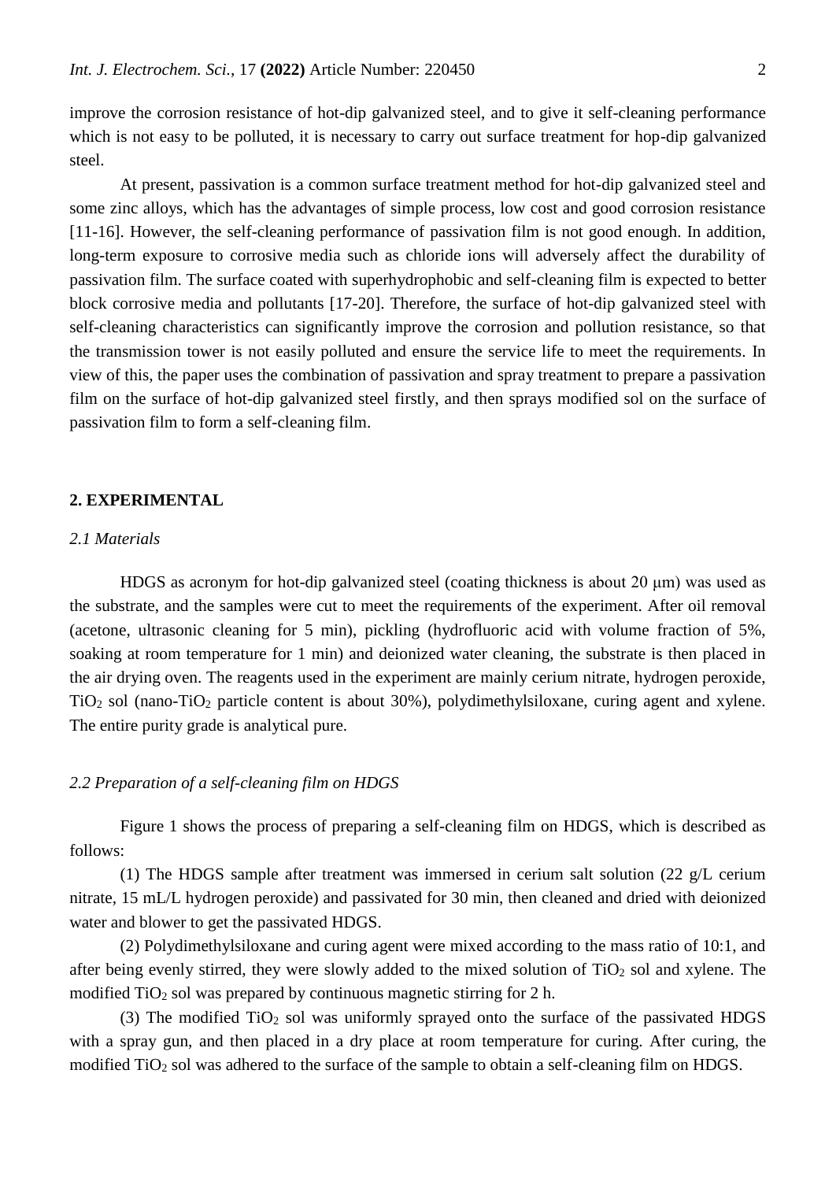improve the corrosion resistance of hot-dip galvanized steel, and to give it self-cleaning performance which is not easy to be polluted, it is necessary to carry out surface treatment for hop-dip galvanized steel.

At present, passivation is a common surface treatment method for hot-dip galvanized steel and some zinc alloys, which has the advantages of simple process, low cost and good corrosion resistance [11-16]. However, the self-cleaning performance of passivation film is not good enough. In addition, long-term exposure to corrosive media such as chloride ions will adversely affect the durability of passivation film. The surface coated with superhydrophobic and self-cleaning film is expected to better block corrosive media and pollutants [17-20]. Therefore, the surface of hot-dip galvanized steel with self-cleaning characteristics can significantly improve the corrosion and pollution resistance, so that the transmission tower is not easily polluted and ensure the service life to meet the requirements. In view of this, the paper uses the combination of passivation and spray treatment to prepare a passivation film on the surface of hot-dip galvanized steel firstly, and then sprays modified sol on the surface of passivation film to form a self-cleaning film.

## 2. EXPERIMENTAL

### *2.1 Materials*

HDGS as acronym for hot-dip galvanized steel (coating thickness is about 20 μm) was used as the substrate, and the samples were cut to meet the requirements of the experiment. After oil removal (acetone, ultrasonic cleaning for 5 min), pickling (hydrofluoric acid with volume fraction of 5%, soaking at room temperature for 1 min) and deionized water cleaning, the substrate is then placed in the air drying oven. The reagents used in the experiment are mainly cerium nitrate, hydrogen peroxide, $TiO_2$ sol (nano-$TiO_2$ particle content is about 30%), polydimethylsiloxane, curing agent and xylene. The entire purity grade is analytical pure.

### *2.2 Preparation of a self-cleaning film on HDGS*

Figure 1 shows the process of preparing a self-cleaning film on HDGS, which is described as follows:

(1) The HDGS sample after treatment was immersed in cerium salt solution (22 g/L cerium nitrate, 15 mL/L hydrogen peroxide) and passivated for 30 min, then cleaned and dried with deionized water and blower to get the passivated HDGS.

(2) Polydimethylsiloxane and curing agent were mixed according to the mass ratio of 10:1, and after being evenly stirred, they were slowly added to the mixed solution of $TiO_2$ sol and xylene. The modified $TiO_2$ sol was prepared by continuous magnetic stirring for 2 h.

(3) The modified $TiO_2$ sol was uniformly sprayed onto the surface of the passivated HDGS with a spray gun, and then placed in a dry place at room temperature for curing. After curing, the modified $TiO_2$ sol was adhered to the surface of the sample to obtain a self-cleaning film on HDGS.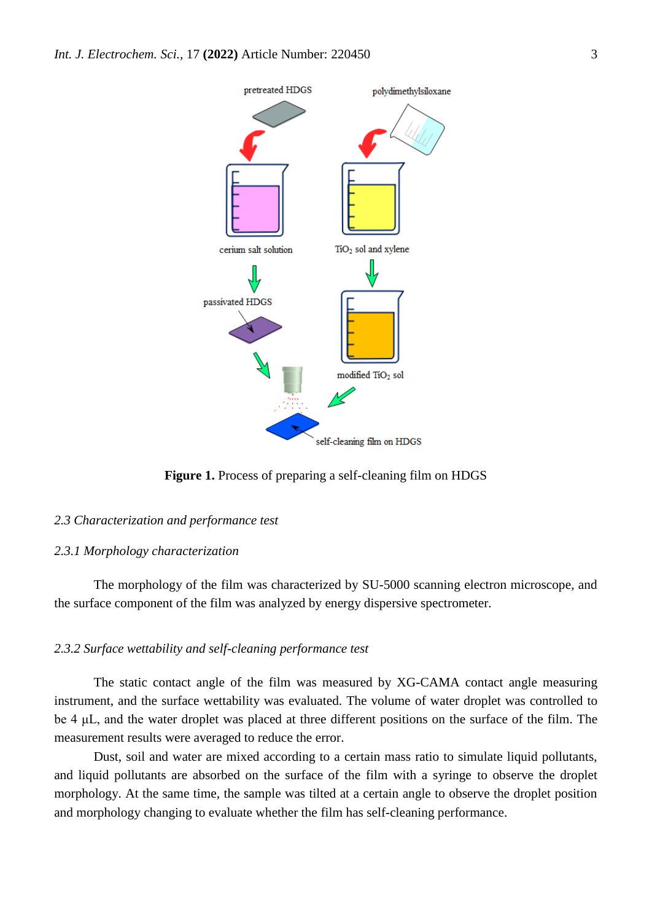Figure 1. Process of preparing a self-cleaning film on HDGS

### 2.3 Characterization and performance test

#### 2.3.1 Morphology characterization

The morphology of the film was characterized by SU-5000 scanning electron microscope, and the surface component of the film was analyzed by energy dispersive spectrometer.

#### 2.3.2 Surface wettability and self-cleaning performance test

The static contact angle of the film was measured by XG-CAMA contact angle measuring instrument, and the surface wettability was evaluated. The volume of water droplet was controlled to be 4 μL, and the water droplet was placed at three different positions on the surface of the film. The measurement results were averaged to reduce the error.

Dust, soil and water are mixed according to a certain mass ratio to simulate liquid pollutants, and liquid pollutants are absorbed on the surface of the film with a syringe to observe the droplet morphology. At the same time, the sample was tilted at a certain angle to observe the droplet position and morphology changing to evaluate whether the film has self-cleaning performance.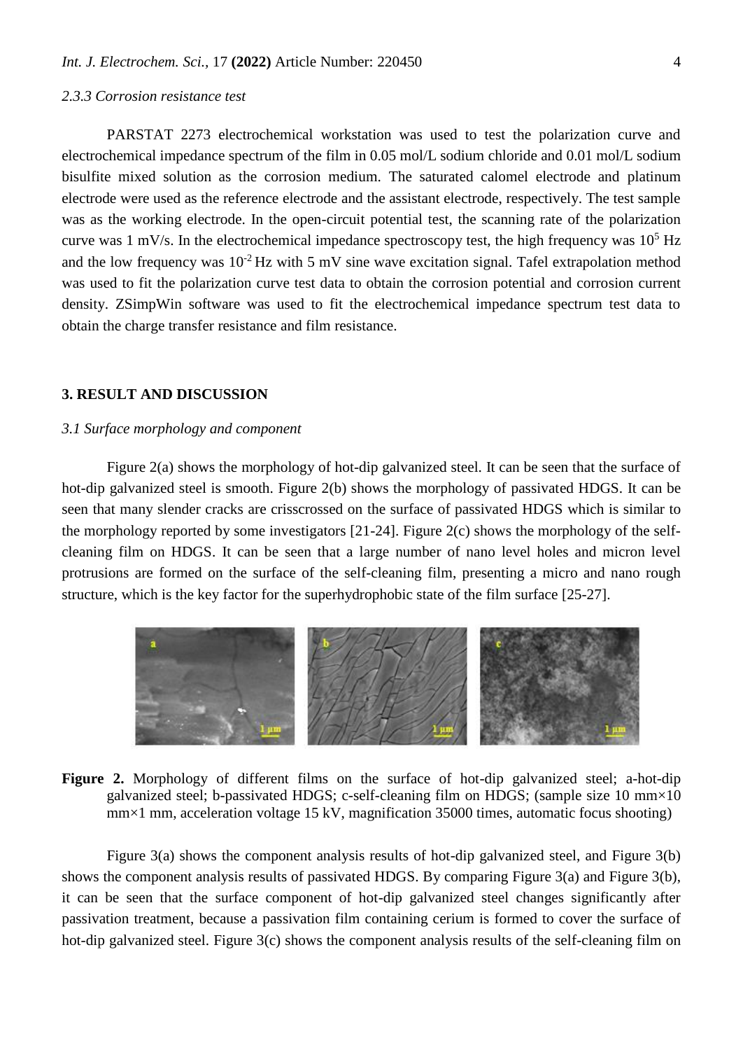### 2.3.3 Corrosion resistance test

PARSTAT 2273 electrochemical workstation was used to test the polarization curve and electrochemical impedance spectrum of the film in 0.05 mol/L sodium chloride and 0.01 mol/L sodium bisulfite mixed solution as the corrosion medium. The saturated calomel electrode and platinum electrode were used as the reference electrode and the assistant electrode, respectively. The test sample was as the working electrode. In the open-circuit potential test, the scanning rate of the polarization curve was 1 mV/s. In the electrochemical impedance spectroscopy test, the high frequency was $10^5$ Hz and the low frequency was $10^{-2}$ Hz with 5 mV sine wave excitation signal. Tafel extrapolation method was used to fit the polarization curve test data to obtain the corrosion potential and corrosion current density. ZSimpWin software was used to fit the electrochemical impedance spectrum test data to obtain the charge transfer resistance and film resistance.

## 3. RESULT AND DISCUSSION

### 3.1 Surface morphology and component

Figure 2(a) shows the morphology of hot-dip galvanized steel. It can be seen that the surface of hot-dip galvanized steel is smooth. Figure 2(b) shows the morphology of passivated HDGS. It can be seen that many slender cracks are crisscrossed on the surface of passivated HDGS which is similar to the morphology reported by some investigators [21-24]. Figure 2(c) shows the morphology of the self-cleaning film on HDGS. It can be seen that a large number of nano level holes and micron level protrusions are formed on the surface of the self-cleaning film, presenting a micro and nano rough structure, which is the key factor for the superhydrophobic state of the film surface [25-27].

**Figure 2.** Morphology of different films on the surface of hot-dip galvanized steel; a-hot-dip galvanized steel; b-passivated HDGS; c-self-cleaning film on HDGS; (sample size 10 mm×10 mm×1 mm, acceleration voltage 15 kV, magnification 35000 times, automatic focus shooting)

Figure 3(a) shows the component analysis results of hot-dip galvanized steel, and Figure 3(b) shows the component analysis results of passivated HDGS. By comparing Figure 3(a) and Figure 3(b), it can be seen that the surface component of hot-dip galvanized steel changes significantly after passivation treatment, because a passivation film containing cerium is formed to cover the surface of hot-dip galvanized steel. Figure 3(c) shows the component analysis results of the self-cleaning film on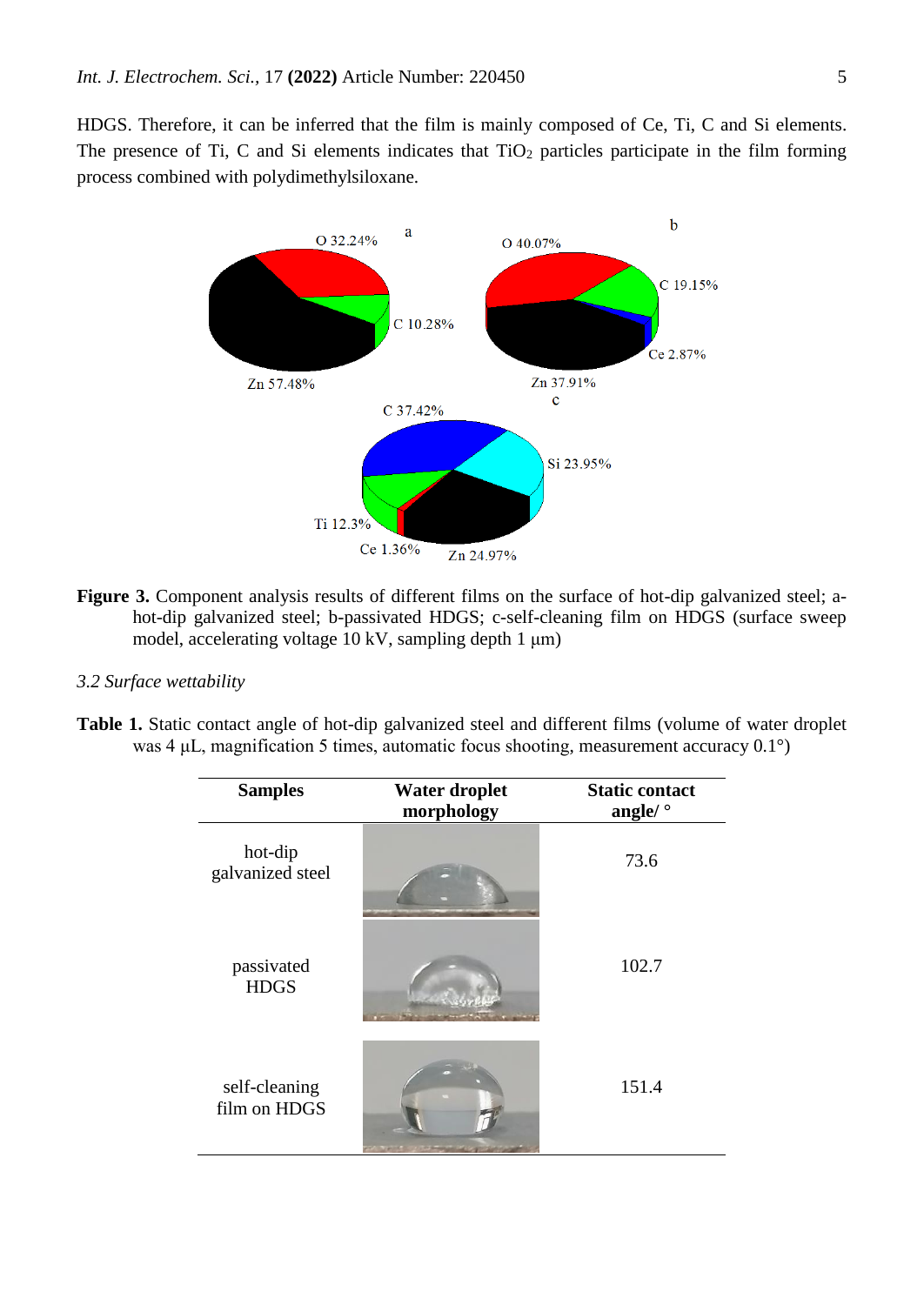HDGS. Therefore, it can be inferred that the film is mainly composed of Ce, Ti, C and Si elements. The presence of Ti, C and Si elements indicates that $TiO_2$ particles participate in the film forming process combined with polydimethylsiloxane.

**Figure 3.** Component analysis results of different films on the surface of hot-dip galvanized steel; a-hot-dip galvanized steel; b-passivated HDGS; c-self-cleaning film on HDGS (surface sweep model, accelerating voltage 10 kV, sampling depth 1 μm)

*3.2 Surface wettability*

**Table 1.** Static contact angle of hot-dip galvanized steel and different films (volume of water droplet was 4 μL, magnification 5 times, automatic focus shooting, measurement accuracy 0.1°)

| Samples | Water droplet morphology | Static contact angle/ ° |
|---|---|---|
| hot-dip galvanized steel | | 73.6 |
| passivated HDGS | | 102.7 |
| self-cleaning film on HDGS | | 151.4 |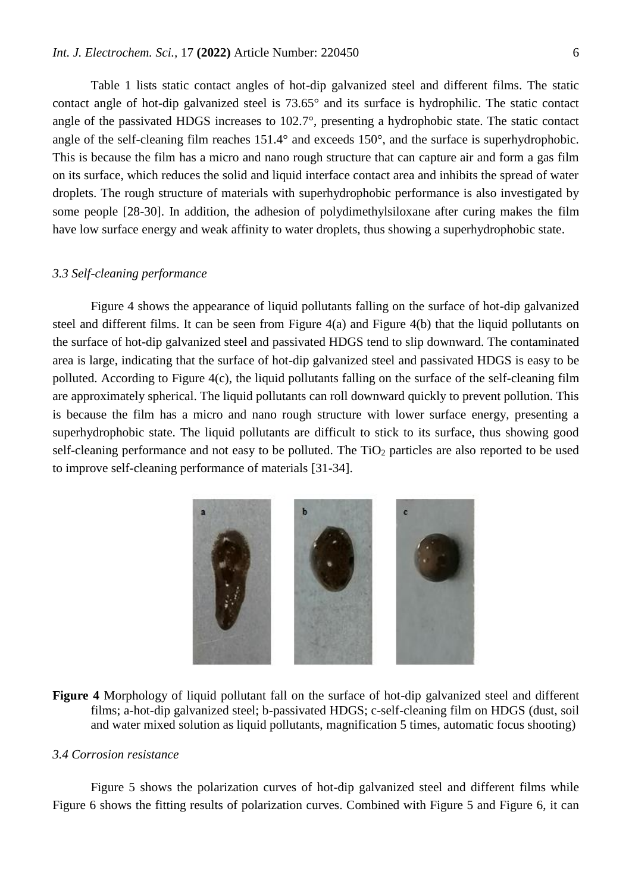Table 1 lists static contact angles of hot-dip galvanized steel and different films. The static contact angle of hot-dip galvanized steel is 73.65° and its surface is hydrophilic. The static contact angle of the passivated HDGS increases to 102.7°, presenting a hydrophobic state. The static contact angle of the self-cleaning film reaches 151.4° and exceeds 150°, and the surface is superhydrophobic. This is because the film has a micro and nano rough structure that can capture air and form a gas film on its surface, which reduces the solid and liquid interface contact area and inhibits the spread of water droplets. The rough structure of materials with superhydrophobic performance is also investigated by some people [28-30]. In addition, the adhesion of polydimethylsiloxane after curing makes the film have low surface energy and weak affinity to water droplets, thus showing a superhydrophobic state.

### *3.3 Self-cleaning performance*

Figure 4 shows the appearance of liquid pollutants falling on the surface of hot-dip galvanized steel and different films. It can be seen from Figure 4(a) and Figure 4(b) that the liquid pollutants on the surface of hot-dip galvanized steel and passivated HDGS tend to slip downward. The contaminated area is large, indicating that the surface of hot-dip galvanized steel and passivated HDGS is easy to be polluted. According to Figure 4(c), the liquid pollutants falling on the surface of the self-cleaning film are approximately spherical. The liquid pollutants can roll downward quickly to prevent pollution. This is because the film has a micro and nano rough structure with lower surface energy, presenting a superhydrophobic state. The liquid pollutants are difficult to stick to its surface, thus showing good self-cleaning performance and not easy to be polluted. The $TiO_2$ particles are also reported to be used to improve self-cleaning performance of materials [31-34].

**Figure 4** Morphology of liquid pollutant fall on the surface of hot-dip galvanized steel and different films; a-hot-dip galvanized steel; b-passivated HDGS; c-self-cleaning film on HDGS (dust, soil and water mixed solution as liquid pollutants, magnification 5 times, automatic focus shooting)

### *3.4 Corrosion resistance*

Figure 5 shows the polarization curves of hot-dip galvanized steel and different films while Figure 6 shows the fitting results of polarization curves. Combined with Figure 5 and Figure 6, it can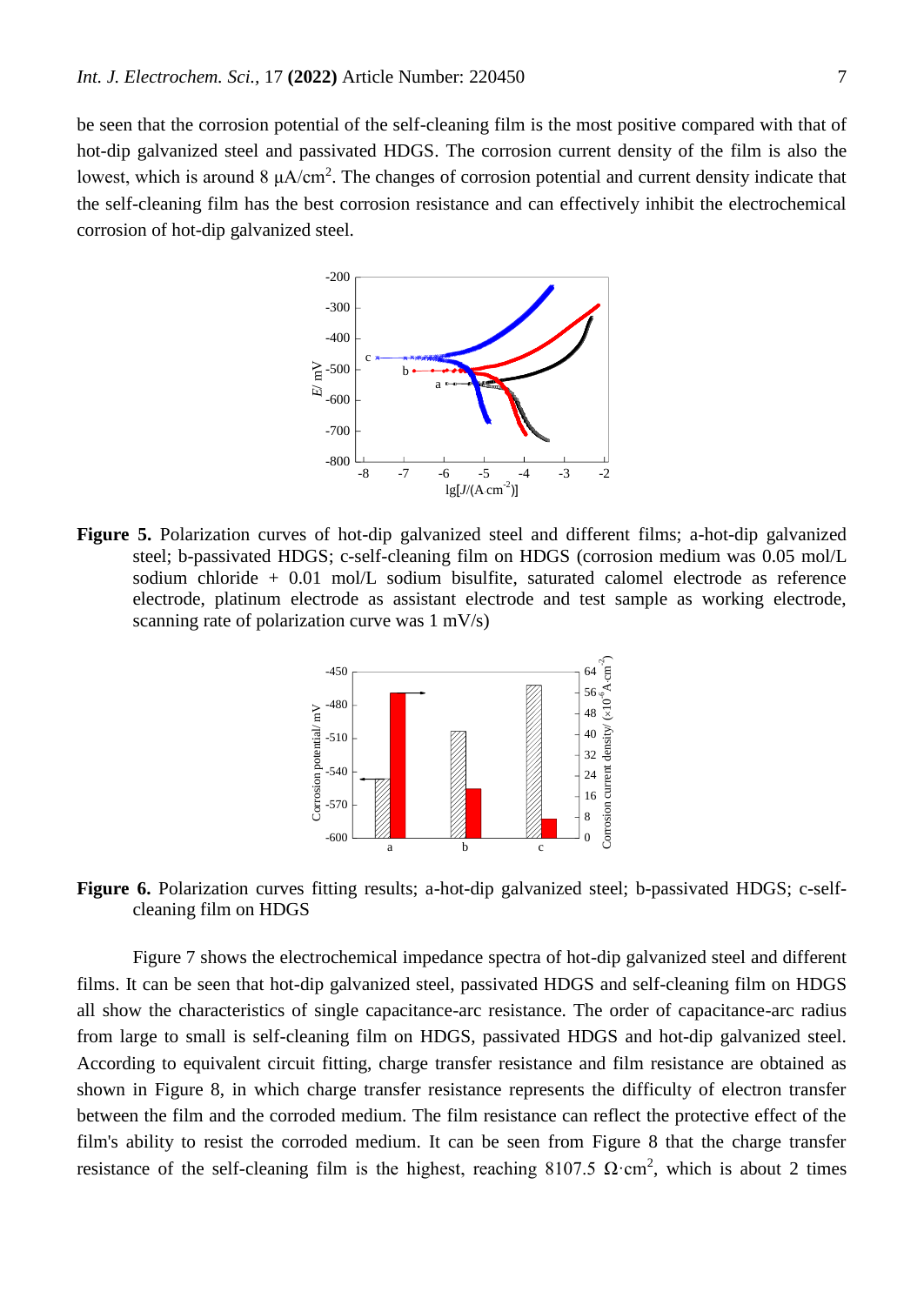be seen that the corrosion potential of the self-cleaning film is the most positive compared with that of hot-dip galvanized steel and passivated HDGS. The corrosion current density of the film is also the lowest, which is around 8 μA/cm$^2$. The changes of corrosion potential and current density indicate that the self-cleaning film has the best corrosion resistance and can effectively inhibit the electrochemical corrosion of hot-dip galvanized steel.

**Figure 5.** Polarization curves of hot-dip galvanized steel and different films; a-hot-dip galvanized steel; b-passivated HDGS; c-self-cleaning film on HDGS (corrosion medium was 0.05 mol/L sodium chloride + 0.01 mol/L sodium bisulfite, saturated calomel electrode as reference electrode, platinum electrode as assistant electrode and test sample as working electrode, scanning rate of polarization curve was 1 mV/s)

**Figure 6.** Polarization curves fitting results; a-hot-dip galvanized steel; b-passivated HDGS; c-self-cleaning film on HDGS

Figure 7 shows the electrochemical impedance spectra of hot-dip galvanized steel and different films. It can be seen that hot-dip galvanized steel, passivated HDGS and self-cleaning film on HDGS all show the characteristics of single capacitance-arc resistance. The order of capacitance-arc radius from large to small is self-cleaning film on HDGS, passivated HDGS and hot-dip galvanized steel. According to equivalent circuit fitting, charge transfer resistance and film resistance are obtained as shown in Figure 8, in which charge transfer resistance represents the difficulty of electron transfer between the film and the corroded medium. The film resistance can reflect the protective effect of the film's ability to resist the corroded medium. It can be seen from Figure 8 that the charge transfer resistance of the self-cleaning film is the highest, reaching 8107.5 Ω·cm$^2$, which is about 2 times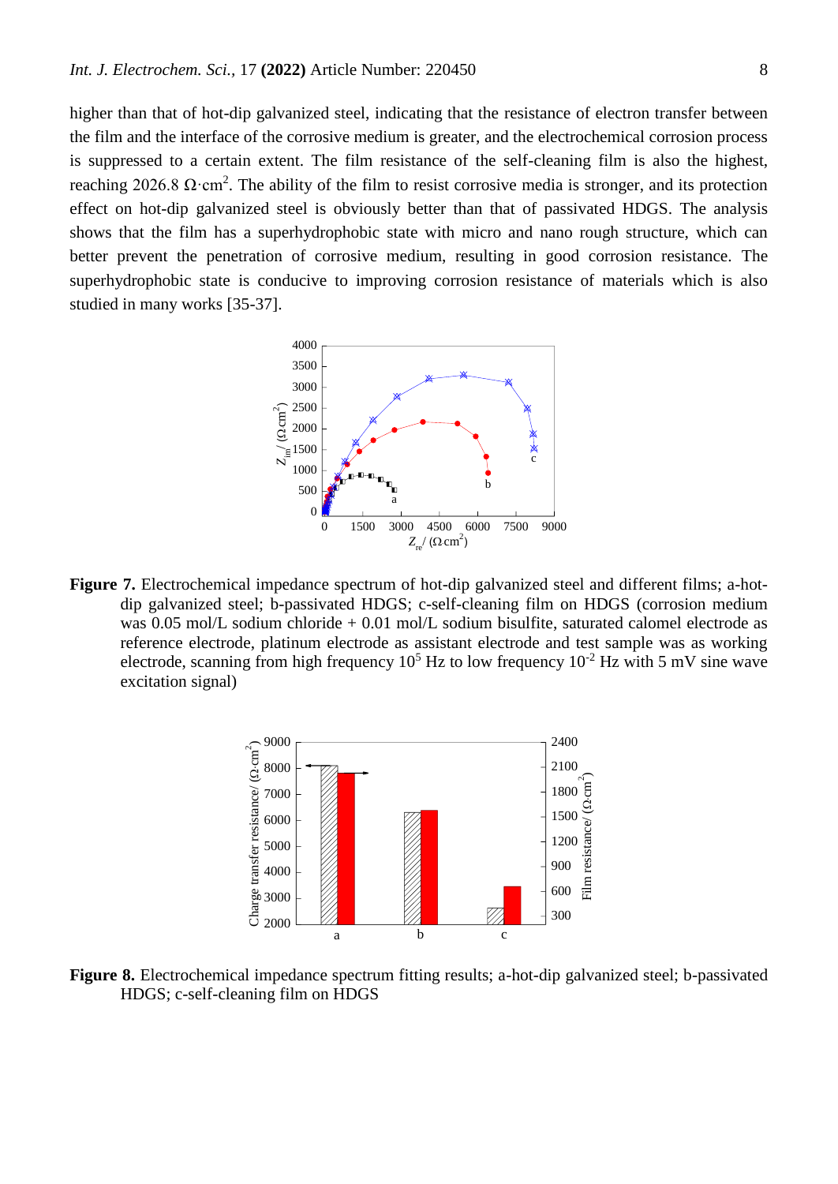higher than that of hot-dip galvanized steel, indicating that the resistance of electron transfer between the film and the interface of the corrosive medium is greater, and the electrochemical corrosion process is suppressed to a certain extent. The film resistance of the self-cleaning film is also the highest, reaching 2026.8 $\Omega\cdot cm^2$. The ability of the film to resist corrosive media is stronger, and its protection effect on hot-dip galvanized steel is obviously better than that of passivated HDGS. The analysis shows that the film has a superhydrophobic state with micro and nano rough structure, which can better prevent the penetration of corrosive medium, resulting in good corrosion resistance. The superhydrophobic state is conducive to improving corrosion resistance of materials which is also studied in many works [35-37].

**Figure 7.** Electrochemical impedance spectrum of hot-dip galvanized steel and different films; a-hot-dip galvanized steel; b-passivated HDGS; c-self-cleaning film on HDGS (corrosion medium was 0.05 mol/L sodium chloride + 0.01 mol/L sodium bisulfite, saturated calomel electrode as reference electrode, platinum electrode as assistant electrode and test sample was as working electrode, scanning from high frequency $10^5$ Hz to low frequency $10^{-2}$ Hz with 5 mV sine wave excitation signal)

**Figure 8.** Electrochemical impedance spectrum fitting results; a-hot-dip galvanized steel; b-passivated HDGS; c-self-cleaning film on HDGS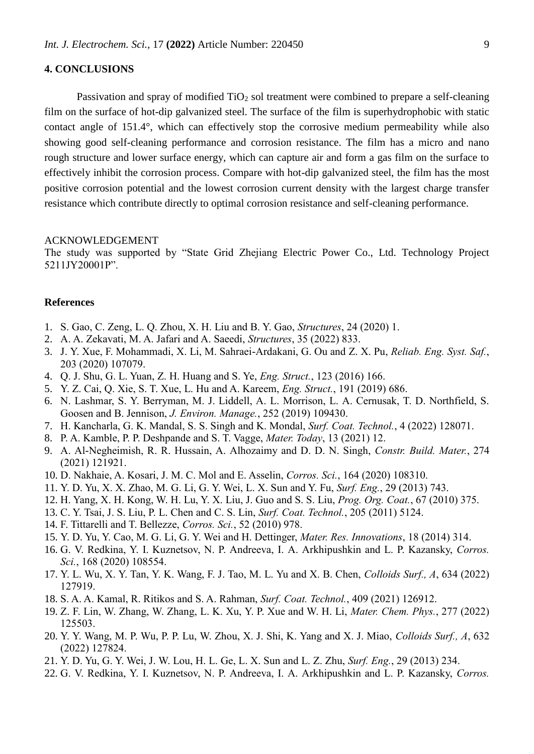## 4. CONCLUSIONS

Passivation and spray of modified $TiO_2$ sol treatment were combined to prepare a self-cleaning film on the surface of hot-dip galvanized steel. The surface of the film is superhydrophobic with static contact angle of 151.4°, which can effectively stop the corrosive medium permeability while also showing good self-cleaning performance and corrosion resistance. The film has a micro and nano rough structure and lower surface energy, which can capture air and form a gas film on the surface to effectively inhibit the corrosion process. Compare with hot-dip galvanized steel, the film has the most positive corrosion potential and the lowest corrosion current density with the largest charge transfer resistance which contribute directly to optimal corrosion resistance and self-cleaning performance.

ACKNOWLEDGEMENT

The study was supported by "State Grid Zhejiang Electric Power Co., Ltd. Technology Project 5211JY20001P".

## References

1. S. Gao, C. Zeng, L. Q. Zhou, X. H. Liu and B. Y. Gao, *Structures*, 24 (2020) 1.
2. A. A. Zekavati, M. A. Jafari and A. Saeedi, *Structures*, 35 (2022) 833.
3. J. Y. Xue, F. Mohammadi, X. Li, M. Sahraei-Ardakani, G. Ou and Z. X. Pu, *Reliab. Eng. Syst. Saf.*, 203 (2020) 107079.
4. Q. J. Shu, G. L. Yuan, Z. H. Huang and S. Ye, *Eng. Struct.*, 123 (2016) 166.
5. Y. Z. Cai, Q. Xie, S. T. Xue, L. Hu and A. Kareem, *Eng. Struct.*, 191 (2019) 686.
6. N. Lashmar, S. Y. Berryman, M. J. Liddell, A. L. Morrison, L. A. Cernusak, T. D. Northfield, S. Goosen and B. Jennison, *J. Environ. Manage.*, 252 (2019) 109430.
7. H. Kancharla, G. K. Mandal, S. S. Singh and K. Mondal, *Surf. Coat. Technol.*, 4 (2022) 128071.
8. P. A. Kamble, P. P. Deshpande and S. T. Vagge, *Mater. Today*, 13 (2021) 12.
9. A. Al-Negheimish, R. R. Hussain, A. Alhozaimy and D. D. N. Singh, *Constr. Build. Mater.*, 274 (2021) 121921.
10. D. Nakhaie, A. Kosari, J. M. C. Mol and E. Asselin, *Corros. Sci.*, 164 (2020) 108310.
11. Y. D. Yu, X. X. Zhao, M. G. Li, G. Y. Wei, L. X. Sun and Y. Fu, *Surf. Eng.*, 29 (2013) 743.
12. H. Yang, X. H. Kong, W. H. Lu, Y. X. Liu, J. Guo and S. S. Liu, *Prog. Org. Coat.*, 67 (2010) 375.
13. C. Y. Tsai, J. S. Liu, P. L. Chen and C. S. Lin, *Surf. Coat. Technol.*, 205 (2011) 5124.
14. F. Tittarelli and T. Bellezze, *Corros. Sci.*, 52 (2010) 978.
15. Y. D. Yu, Y. Cao, M. G. Li, G. Y. Wei and H. Dettinger, *Mater. Res. Innovations*, 18 (2014) 314.
16. G. V. Redkina, Y. I. Kuznetsov, N. P. Andreeva, I. A. Arkhipushkin and L. P. Kazansky, *Corros. Sci.*, 168 (2020) 108554.
17. Y. L. Wu, X. Y. Tan, Y. K. Wang, F. J. Tao, M. L. Yu and X. B. Chen, *Colloids Surf., A*, 634 (2022) 127919.
18. S. A. A. Kamal, R. Ritikos and S. A. Rahman, *Surf. Coat. Technol.*, 409 (2021) 126912.
19. Z. F. Lin, W. Zhang, W. Zhang, L. K. Xu, Y. P. Xue and W. H. Li, *Mater. Chem. Phys.*, 277 (2022) 125503.
20. Y. Y. Wang, M. P. Wu, P. P. Lu, W. Zhou, X. J. Shi, K. Yang and X. J. Miao, *Colloids Surf., A*, 632 (2022) 127824.
21. Y. D. Yu, G. Y. Wei, J. W. Lou, H. L. Ge, L. X. Sun and L. Z. Zhu, *Surf. Eng.*, 29 (2013) 234.
22. G. V. Redkina, Y. I. Kuznetsov, N. P. Andreeva, I. A. Arkhipushkin and L. P. Kazansky, *Corros.*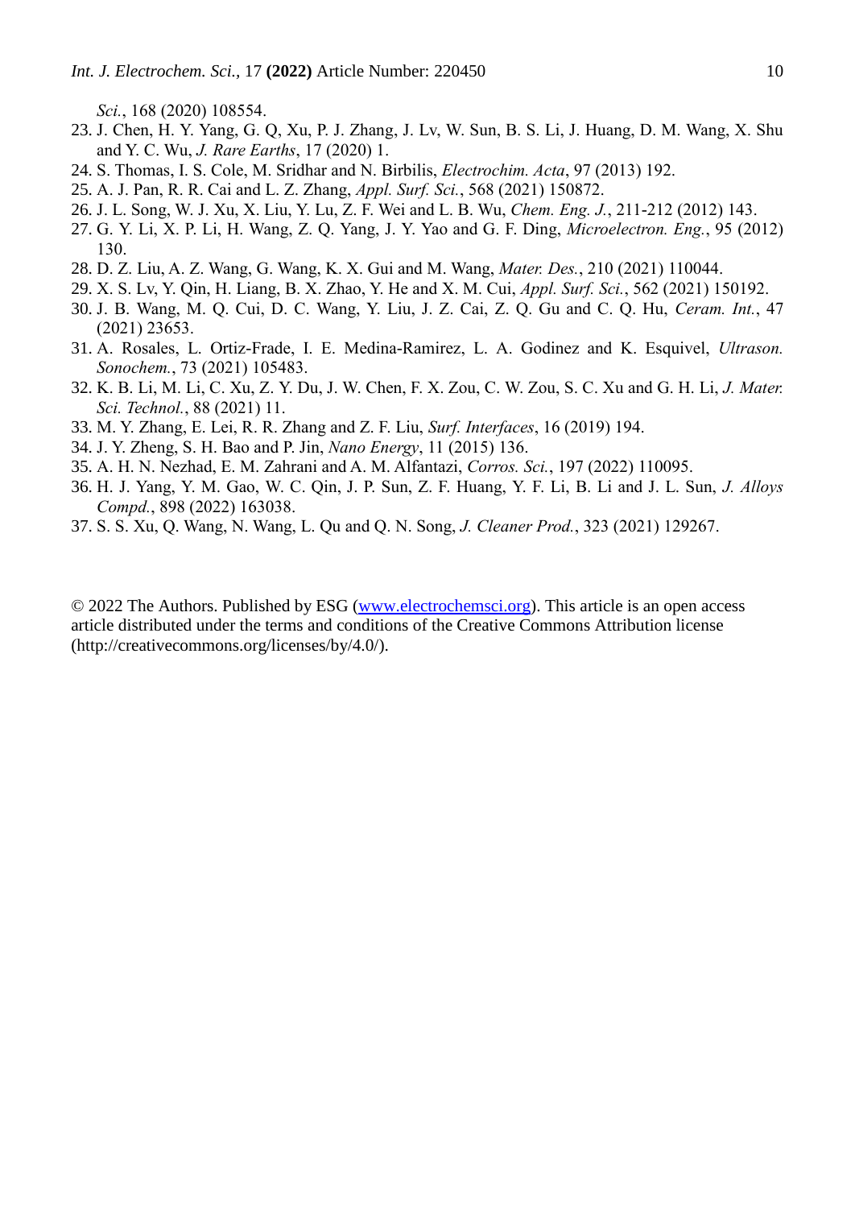*Sci.*, 168 (2020) 108554.

23. J. Chen, H. Y. Yang, G. Q, Xu, P. J. Zhang, J. Lv, W. Sun, B. S. Li, J. Huang, D. M. Wang, X. Shu and Y. C. Wu, *J. Rare Earths*, 17 (2020) 1.
24. S. Thomas, I. S. Cole, M. Sridhar and N. Birbilis, *Electrochim. Acta*, 97 (2013) 192.
25. A. J. Pan, R. R. Cai and L. Z. Zhang, *Appl. Surf. Sci.*, 568 (2021) 150872.
26. J. L. Song, W. J. Xu, X. Liu, Y. Lu, Z. F. Wei and L. B. Wu, *Chem. Eng. J.*, 211-212 (2012) 143.
27. G. Y. Li, X. P. Li, H. Wang, Z. Q. Yang, J. Y. Yao and G. F. Ding, *Microelectron. Eng.*, 95 (2012) 130.
28. D. Z. Liu, A. Z. Wang, G. Wang, K. X. Gui and M. Wang, *Mater. Des.*, 210 (2021) 110044.
29. X. S. Lv, Y. Qin, H. Liang, B. X. Zhao, Y. He and X. M. Cui, *Appl. Surf. Sci.*, 562 (2021) 150192.
30. J. B. Wang, M. Q. Cui, D. C. Wang, Y. Liu, J. Z. Cai, Z. Q. Gu and C. Q. Hu, *Ceram. Int.*, 47 (2021) 23653.
31. A. Rosales, L. Ortiz-Frade, I. E. Medina-Ramirez, L. A. Godinez and K. Esquivel, *Ultrason. Sonochem.*, 73 (2021) 105483.
32. K. B. Li, M. Li, C. Xu, Z. Y. Du, J. W. Chen, F. X. Zou, C. W. Zou, S. C. Xu and G. H. Li, *J. Mater. Sci. Technol.*, 88 (2021) 11.
33. M. Y. Zhang, E. Lei, R. R. Zhang and Z. F. Liu, *Surf. Interfaces*, 16 (2019) 194.
34. J. Y. Zheng, S. H. Bao and P. Jin, *Nano Energy*, 11 (2015) 136.
35. A. H. N. Nezhad, E. M. Zahrani and A. M. Alfantazi, *Corros. Sci.*, 197 (2022) 110095.
36. H. J. Yang, Y. M. Gao, W. C. Qin, J. P. Sun, Z. F. Huang, Y. F. Li, B. Li and J. L. Sun, *J. Alloys Compd.*, 898 (2022) 163038.
37. S. S. Xu, Q. Wang, N. Wang, L. Qu and Q. N. Song, *J. Cleaner Prod.*, 323 (2021) 129267.

© 2022 The Authors. Published by ESG (www.electrochemsci.org). This article is an open access article distributed under the terms and conditions of the Creative Commons Attribution license (http://creativecommons.org/licenses/by/4.0/).